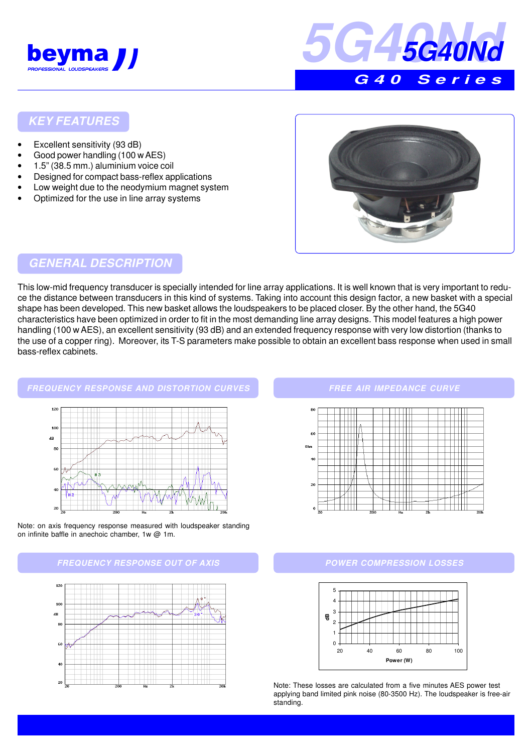# 5G40Nd

## G40 Series

## KEY FEATURES

- Excellent sensitivity (93 dB)
- Good power handling (100 w AES)
- 1.5" (38.5 mm.) aluminium voice coil
- Designed for compact bass-reflex applications
- Low weight due to the neodymium magnet system
- Optimized for the use in line array systems

## GENERAL DESCRIPTION

This low-mid frequency transducer is specially intended for line array applications. It is well known that is very important to reduce the distance between transducers in this kind of systems. Taking into account this design factor, a new basket with a special shape has been developed. This new basket allows the loudspeakers to be placed closer. By the other hand, the 5G40 characteristics have been optimized in order to fit in the most demanding line array designs. This model features a high power handling (100 w AES), an excellent sensitivity (93 dB) and an extended frequency response with very low distortion (thanks to the use of a copper ring). Moreover, its T-S parameters make possible to obtain an excellent bass response when used in small bass-reflex cabinets.

## FREQUENCY RESPONSE AND DISTORTION CURVES

Note: on axis frequency response measured with loudspeaker standing on infinite baffle in anechoic chamber, 1w @ 1m.

## FREE AIR IMPEDANCE CURVE

## FREQUENCY RESPONSE OUT OF AXIS

## POWER COMPRESSION LOSSES

Note: These losses are calculated from a five minutes AES power test applying band limited pink noise (80-3500 Hz). The loudspeaker is free-air standing.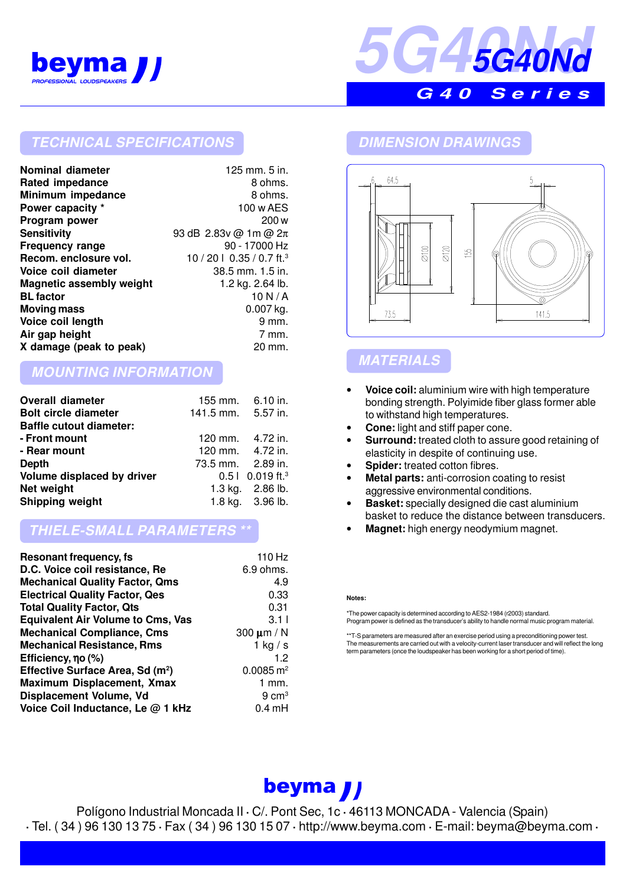# 5G40Nd

## G40 Series

## TECHNICAL SPECIFICATIONS

| | |
|---|---|
| **Nominal diameter** | 125 mm. 5 in. |
| **Rated impedance** | 8 ohms. |
| **Minimum impedance** | 8 ohms. |
| **Power capacity *** | 100 w AES |
| **Program power** | 200 w |
| **Sensitivity** | 93 dB 2.83v @ 1m @ 2π |
| **Frequency range** | 90 - 17000 Hz |
| **Recom. enclosure vol.** | 10 / 20 l 0.35 / 0.7 ft.$^3$ |
| **Voice coil diameter** | 38.5 mm. 1.5 in. |
| **Magnetic assembly weight** | 1.2 kg. 2.64 lb. |
| **BL factor** | 10 N / A |
| **Moving mass** | 0.007 kg. |
| **Voice coil length** | 9 mm. |
| **Air gap height** | 7 mm. |
| **X damage (peak to peak)** | 20 mm. |

## MOUNTING INFORMATION

| | | |
|---|---|---|
| **Overall diameter** | 155 mm. | 6.10 in. |
| **Bolt circle diameter** | 141.5 mm. | 5.57 in. |
| **Baffle cutout diameter:** | | |
| **- Front mount** | 120 mm. | 4.72 in. |
| **- Rear mount** | 120 mm. | 4.72 in. |
| **Depth** | 73.5 mm. | 2.89 in. |
| **Volume displaced by driver** | 0.5 l | 0.019 ft.$^3$ |
| **Net weight** | 1.3 kg. | 2.86 lb. |
| **Shipping weight** | 1.8 kg. | 3.96 lb. |

## THIELE-SMALL PARAMETERS **

| | |
|---|---|
| **Resonant frequency, fs** | 110 Hz |
| **D.C. Voice coil resistance, Re** | 6.9 ohms. |
| **Mechanical Quality Factor, Qms** | 4.9 |
| **Electrical Quality Factor, Qes** | 0.33 |
| **Total Quality Factor, Qts** | 0.31 |
| **Equivalent Air Volume to Cms, Vas** | 3.1 l |
| **Mechanical Compliance, Cms** | 300 µm / N |
| **Mechanical Resistance, Rms** | 1 kg / s |
| **Efficiency, ηo (%)** | 1.2 |
| **Effective Surface Area, Sd ($m^2$)** | 0.0085 $m^2$ |
| **Maximum Displacement, Xmax** | 1 mm. |
| **Displacement Volume, Vd** | 9 $cm^3$ |
| **Voice Coil Inductance, Le @ 1 kHz** | 0.4 mH |

## DIMENSION DRAWINGS

6
64.5
5
Ø100
Ø120
155
73.5
141.5

## MATERIALS

- **Voice coil:** aluminium wire with high temperature bonding strength. Polyimide fiber glass former able to withstand high temperatures.
- **Cone:** light and stiff paper cone.
- **Surround:** treated cloth to assure good retaining of elasticity in despite of continuing use.
- **Spider:** treated cotton fibres.
- **Metal parts:** anti-corrosion coating to resist aggressive environmental conditions.
- **Basket:** specially designed die cast aluminium basket to reduce the distance between transducers.
- **Magnet:** high energy neodymium magnet.

**Notes:**

*The power capacity is determined according to AES2-1984 (r2003) standard.
Program power is defined as the transducer's ability to handle normal music program material.

**T-S parameters are measured after an exercise period using a preconditioning power test.
The measurements are carried out with a velocity-current laser transducer and will reflect the long term parameters (once the loudspeaker has been working for a short period of time).

beyma

Polígono Industrial Moncada II · C/. Pont Sec, 1c · 46113 MONCADA - Valencia (Spain)
· Tel. ( 34 ) 96 130 13 75 · Fax ( 34 ) 96 130 15 07 · http://www.beyma.com · E-mail: beyma@beyma.com ·